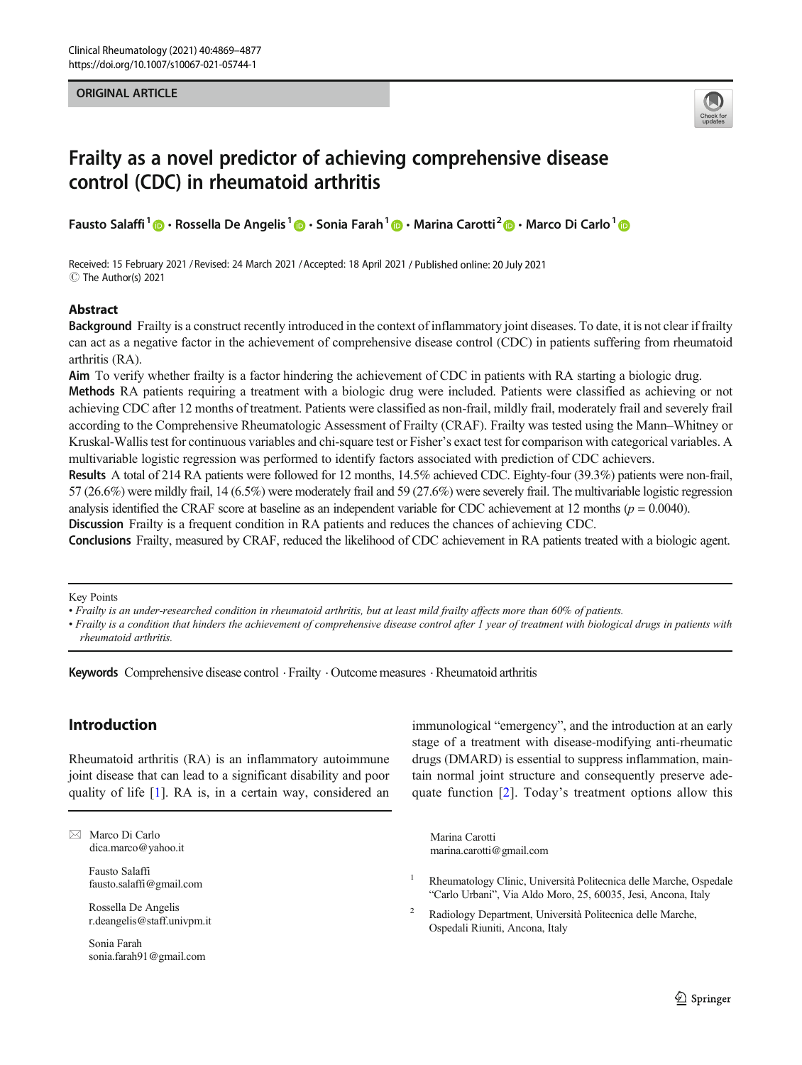ORIGINAL ARTICLE

# Frailty as a novel predictor of achieving comprehensive disease control (CDC) in rheumatoid arthritis

Fausto Salaffi[1] · Rossella De Angelis[1] · Sonia Farah[1] · Marina Carotti[2] · Marco Di Carlo[1]

Received: 15 February 2021 / Revised: 24 March 2021 / Accepted: 18 April 2021 / Published online: 20 July 2021
© The Author(s) 2021

## Abstract

**Background** Frailty is a construct recently introduced in the context of inflammatory joint diseases. To date, it is not clear if frailty can act as a negative factor in the achievement of comprehensive disease control (CDC) in patients suffering from rheumatoid arthritis (RA).

**Aim** To verify whether frailty is a factor hindering the achievement of CDC in patients with RA starting a biologic drug.

**Methods** RA patients requiring a treatment with a biologic drug were included. Patients were classified as achieving or not achieving CDC after 12 months of treatment. Patients were classified as non-frail, mildly frail, moderately frail and severely frail according to the Comprehensive Rheumatologic Assessment of Frailty (CRAF). Frailty was tested using the Mann–Whitney or Kruskal-Wallis test for continuous variables and chi-square test or Fisher's exact test for comparison with categorical variables. A multivariable logistic regression was performed to identify factors associated with prediction of CDC achievers.

**Results** A total of 214 RA patients were followed for 12 months, 14.5% achieved CDC. Eighty-four (39.3%) patients were non-frail, 57 (26.6%) were mildly frail, 14 (6.5%) were moderately frail and 59 (27.6%) were severely frail. The multivariable logistic regression analysis identified the CRAF score at baseline as an independent variable for CDC achievement at 12 months ($p = 0.0040$).

**Discussion** Frailty is a frequent condition in RA patients and reduces the chances of achieving CDC.

**Conclusions** Frailty, measured by CRAF, reduced the likelihood of CDC achievement in RA patients treated with a biologic agent.

---

Key Points

- *Frailty is an under-researched condition in rheumatoid arthritis, but at least mild frailty affects more than 60% of patients.*
- *Frailty is a condition that hinders the achievement of comprehensive disease control after 1 year of treatment with biological drugs in patients with rheumatoid arthritis.*

---

**Keywords** Comprehensive disease control · Frailty · Outcome measures · Rheumatoid arthritis

## Introduction

Rheumatoid arthritis (RA) is an inflammatory autoimmune joint disease that can lead to a significant disability and poor quality of life [1]. RA is, in a certain way, considered an immunological "emergency", and the introduction at an early stage of a treatment with disease-modifying anti-rheumatic drugs (DMARD) is essential to suppress inflammation, maintain normal joint structure and consequently preserve adequate function [2]. Today's treatment options allow this

---

✉ Marco Di Carlo
dica.marco@yahoo.it

Fausto Salaffi
fausto.salaffi@gmail.com

Rossella De Angelis
r.deangelis@staff.univpm.it

Sonia Farah
sonia.farah91@gmail.com

Marina Carotti
marina.carotti@gmail.com

[1] Rheumatology Clinic, Università Politecnica delle Marche, Ospedale "Carlo Urbani", Via Aldo Moro, 25, 60035, Jesi, Ancona, Italy

[2] Radiology Department, Università Politecnica delle Marche, Ospedali Riuniti, Ancona, Italy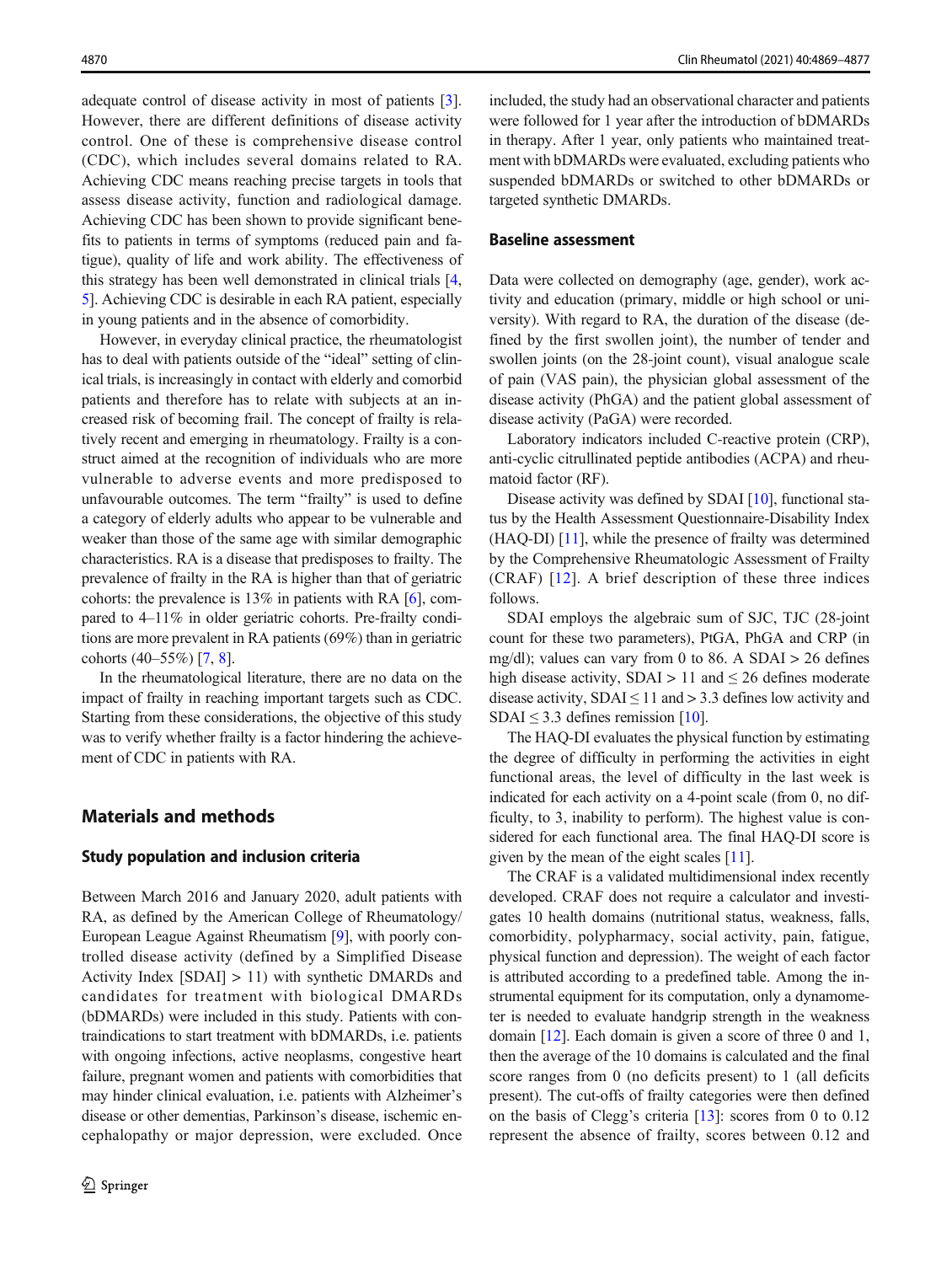adequate control of disease activity in most of patients [3]. However, there are different definitions of disease activity control. One of these is comprehensive disease control (CDC), which includes several domains related to RA. Achieving CDC means reaching precise targets in tools that assess disease activity, function and radiological damage. Achieving CDC has been shown to provide significant benefits to patients in terms of symptoms (reduced pain and fatigue), quality of life and work ability. The effectiveness of this strategy has been well demonstrated in clinical trials [4, 5]. Achieving CDC is desirable in each RA patient, especially in young patients and in the absence of comorbidity.

However, in everyday clinical practice, the rheumatologist has to deal with patients outside of the "ideal" setting of clinical trials, is increasingly in contact with elderly and comorbid patients and therefore has to relate with subjects at an increased risk of becoming frail. The concept of frailty is relatively recent and emerging in rheumatology. Frailty is a construct aimed at the recognition of individuals who are more vulnerable to adverse events and more predisposed to unfavourable outcomes. The term "frailty" is used to define a category of elderly adults who appear to be vulnerable and weaker than those of the same age with similar demographic characteristics. RA is a disease that predisposes to frailty. The prevalence of frailty in the RA is higher than that of geriatric cohorts: the prevalence is 13% in patients with RA [6], compared to 4–11% in older geriatric cohorts. Pre-frailty conditions are more prevalent in RA patients (69%) than in geriatric cohorts (40–55%) [7, 8].

In the rheumatological literature, there are no data on the impact of frailty in reaching important targets such as CDC. Starting from these considerations, the objective of this study was to verify whether frailty is a factor hindering the achievement of CDC in patients with RA.

## Materials and methods

### Study population and inclusion criteria

Between March 2016 and January 2020, adult patients with RA, as defined by the American College of Rheumatology/European League Against Rheumatism [9], with poorly controlled disease activity (defined by a Simplified Disease Activity Index [SDAI] > 11) with synthetic DMARDs and candidates for treatment with biological DMARDs (bDMARDs) were included in this study. Patients with contraindications to start treatment with bDMARDs, i.e. patients with ongoing infections, active neoplasms, congestive heart failure, pregnant women and patients with comorbidities that may hinder clinical evaluation, i.e. patients with Alzheimer's disease or other dementias, Parkinson's disease, ischemic encephalopathy or major depression, were excluded. Once included, the study had an observational character and patients were followed for 1 year after the introduction of bDMARDs in therapy. After 1 year, only patients who maintained treatment with bDMARDs were evaluated, excluding patients who suspended bDMARDs or switched to other bDMARDs or targeted synthetic DMARDs.

### Baseline assessment

Data were collected on demography (age, gender), work activity and education (primary, middle or high school or university). With regard to RA, the duration of the disease (defined by the first swollen joint), the number of tender and swollen joints (on the 28-joint count), visual analogue scale of pain (VAS pain), the physician global assessment of the disease activity (PhGA) and the patient global assessment of disease activity (PaGA) were recorded.

Laboratory indicators included C-reactive protein (CRP), anti-cyclic citrullinated peptide antibodies (ACPA) and rheumatoid factor (RF).

Disease activity was defined by SDAI [10], functional status by the Health Assessment Questionnaire-Disability Index (HAQ-DI) [11], while the presence of frailty was determined by the Comprehensive Rheumatologic Assessment of Frailty (CRAF) [12]. A brief description of these three indices follows.

SDAI employs the algebraic sum of SJC, TJC (28-joint count for these two parameters), PtGA, PhGA and CRP (in mg/dl); values can vary from 0 to 86. A SDAI > 26 defines high disease activity, SDAI > 11 and ≤ 26 defines moderate disease activity, SDAI ≤ 11 and > 3.3 defines low activity and SDAI ≤ 3.3 defines remission [10].

The HAQ-DI evaluates the physical function by estimating the degree of difficulty in performing the activities in eight functional areas, the level of difficulty in the last week is indicated for each activity on a 4-point scale (from 0, no difficulty, to 3, inability to perform). The highest value is considered for each functional area. The final HAQ-DI score is given by the mean of the eight scales [11].

The CRAF is a validated multidimensional index recently developed. CRAF does not require a calculator and investigates 10 health domains (nutritional status, weakness, falls, comorbidity, polypharmacy, social activity, pain, fatigue, physical function and depression). The weight of each factor is attributed according to a predefined table. Among the instrumental equipment for its computation, only a dynamometer is needed to evaluate handgrip strength in the weakness domain [12]. Each domain is given a score of three 0 and 1, then the average of the 10 domains is calculated and the final score ranges from 0 (no deficits present) to 1 (all deficits present). The cut-offs of frailty categories were then defined on the basis of Clegg's criteria [13]: scores from 0 to 0.12 represent the absence of frailty, scores between 0.12 and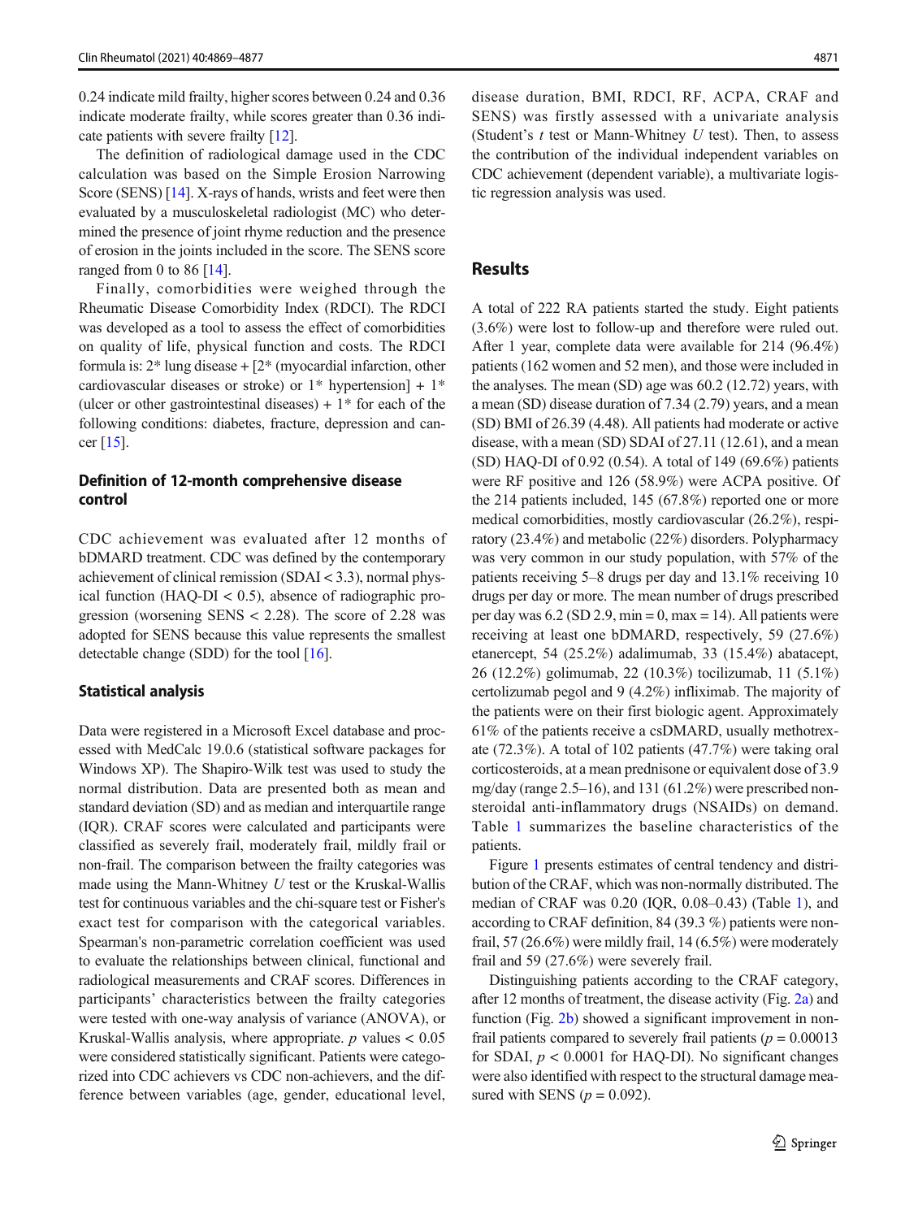0.24 indicate mild frailty, higher scores between 0.24 and 0.36 indicate moderate frailty, while scores greater than 0.36 indicate patients with severe frailty [12].

The definition of radiological damage used in the CDC calculation was based on the Simple Erosion Narrowing Score (SENS) [14]. X-rays of hands, wrists and feet were then evaluated by a musculoskeletal radiologist (MC) who determined the presence of joint rhyme reduction and the presence of erosion in the joints included in the score. The SENS score ranged from 0 to 86 [14].

Finally, comorbidities were weighed through the Rheumatic Disease Comorbidity Index (RDCI). The RDCI was developed as a tool to assess the effect of comorbidities on quality of life, physical function and costs. The RDCI formula is: 2* lung disease + [2* (myocardial infarction, other cardiovascular diseases or stroke) or 1* hypertension] + 1* (ulcer or other gastrointestinal diseases) + 1* for each of the following conditions: diabetes, fracture, depression and cancer [15].

### Definition of 12-month comprehensive disease control

CDC achievement was evaluated after 12 months of bDMARD treatment. CDC was defined by the contemporary achievement of clinical remission (SDAI < 3.3), normal physical function (HAQ-DI < 0.5), absence of radiographic progression (worsening SENS < 2.28). The score of 2.28 was adopted for SENS because this value represents the smallest detectable change (SDD) for the tool [16].

### Statistical analysis

Data were registered in a Microsoft Excel database and processed with MedCalc 19.0.6 (statistical software packages for Windows XP). The Shapiro-Wilk test was used to study the normal distribution. Data are presented both as mean and standard deviation (SD) and as median and interquartile range (IQR). CRAF scores were calculated and participants were classified as severely frail, moderately frail, mildly frail or non-frail. The comparison between the frailty categories was made using the Mann-Whitney *U* test or the Kruskal-Wallis test for continuous variables and the chi-square test or Fisher's exact test for comparison with the categorical variables. Spearman's non-parametric correlation coefficient was used to evaluate the relationships between clinical, functional and radiological measurements and CRAF scores. Differences in participants' characteristics between the frailty categories were tested with one-way analysis of variance (ANOVA), or Kruskal-Wallis analysis, where appropriate. *p* values < 0.05 were considered statistically significant. Patients were categorized into CDC achievers vs CDC non-achievers, and the difference between variables (age, gender, educational level, disease duration, BMI, RDCI, RF, ACPA, CRAF and SENS) was firstly assessed with a univariate analysis (Student's *t* test or Mann-Whitney *U* test). Then, to assess the contribution of the individual independent variables on CDC achievement (dependent variable), a multivariate logistic regression analysis was used.

## Results

A total of 222 RA patients started the study. Eight patients (3.6%) were lost to follow-up and therefore were ruled out. After 1 year, complete data were available for 214 (96.4%) patients (162 women and 52 men), and those were included in the analyses. The mean (SD) age was 60.2 (12.72) years, with a mean (SD) disease duration of 7.34 (2.79) years, and a mean (SD) BMI of 26.39 (4.48). All patients had moderate or active disease, with a mean (SD) SDAI of 27.11 (12.61), and a mean (SD) HAQ-DI of 0.92 (0.54). A total of 149 (69.6%) patients were RF positive and 126 (58.9%) were ACPA positive. Of the 214 patients included, 145 (67.8%) reported one or more medical comorbidities, mostly cardiovascular (26.2%), respiratory (23.4%) and metabolic (22%) disorders. Polypharmacy was very common in our study population, with 57% of the patients receiving 5–8 drugs per day and 13.1% receiving 10 drugs per day or more. The mean number of drugs prescribed per day was 6.2 (SD 2.9, min = 0, max = 14). All patients were receiving at least one bDMARD, respectively, 59 (27.6%) etanercept, 54 (25.2%) adalimumab, 33 (15.4%) abatacept, 26 (12.2%) golimumab, 22 (10.3%) tocilizumab, 11 (5.1%) certolizumab pegol and 9 (4.2%) infliximab. The majority of the patients were on their first biologic agent. Approximately 61% of the patients receive a csDMARD, usually methotrexate (72.3%). A total of 102 patients (47.7%) were taking oral corticosteroids, at a mean prednisone or equivalent dose of 3.9 mg/day (range 2.5–16), and 131 (61.2%) were prescribed non-steroidal anti-inflammatory drugs (NSAIDs) on demand. Table 1 summarizes the baseline characteristics of the patients.

Figure 1 presents estimates of central tendency and distribution of the CRAF, which was non-normally distributed. The median of CRAF was 0.20 (IQR, 0.08–0.43) (Table 1), and according to CRAF definition, 84 (39.3 %) patients were non-frail, 57 (26.6%) were mildly frail, 14 (6.5%) were moderately frail and 59 (27.6%) were severely frail.

Distinguishing patients according to the CRAF category, after 12 months of treatment, the disease activity (Fig. 2a) and function (Fig. 2b) showed a significant improvement in non-frail patients compared to severely frail patients ($p = 0.00013$ for SDAI, $p < 0.0001$ for HAQ-DI). No significant changes were also identified with respect to the structural damage measured with SENS ($p = 0.092$).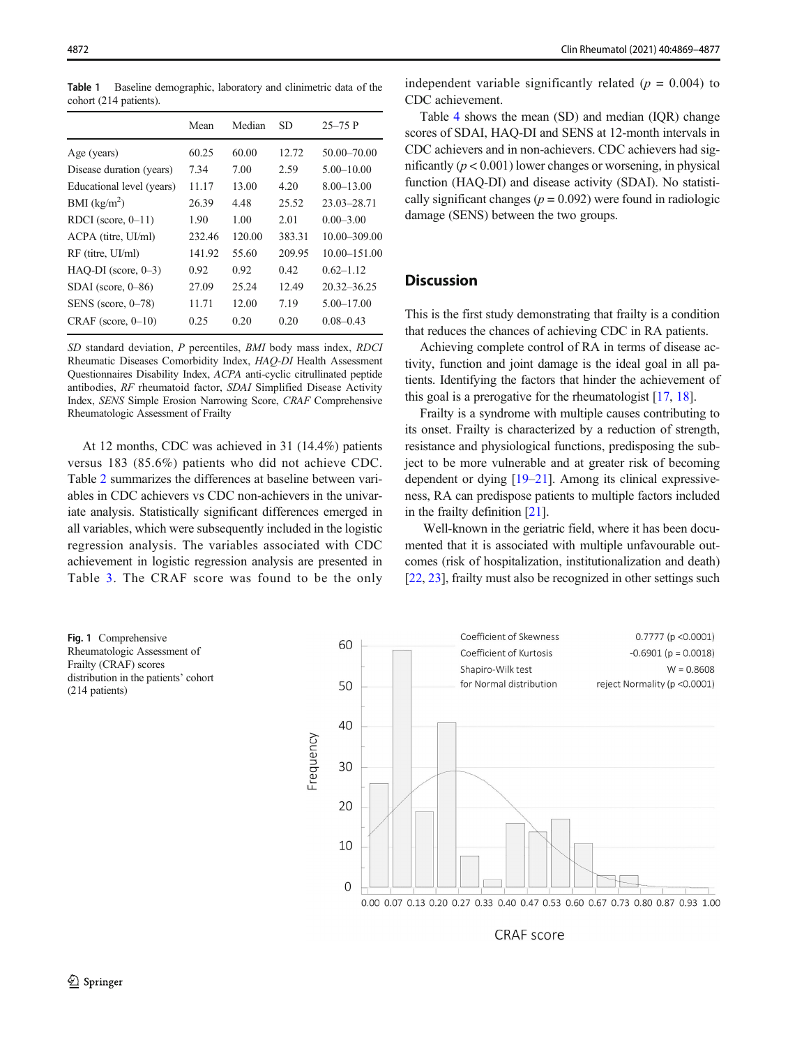**Table 1** Baseline demographic, laboratory and clinimetric data of the cohort (214 patients).

| | Mean | Median | SD | 25–75 P |
|---|---|---|---|---|
| Age (years) | 60.25 | 60.00 | 12.72 | 50.00–70.00 |
| Disease duration (years) | 7.34 | 7.00 | 2.59 | 5.00–10.00 |
| Educational level (years) | 11.17 | 13.00 | 4.20 | 8.00–13.00 |
| BMI (kg/m$^2$) | 26.39 | 4.48 | 25.52 | 23.03–28.71 |
| RDCI (score, 0–11) | 1.90 | 1.00 | 2.01 | 0.00–3.00 |
| ACPA (titre, UI/ml) | 232.46 | 120.00 | 383.31 | 10.00–309.00 |
| RF (titre, UI/ml) | 141.92 | 55.60 | 209.95 | 10.00–151.00 |
| HAQ-DI (score, 0–3) | 0.92 | 0.92 | 0.42 | 0.62–1.12 |
| SDAI (score, 0–86) | 27.09 | 25.24 | 12.49 | 20.32–36.25 |
| SENS (score, 0–78) | 11.71 | 12.00 | 7.19 | 5.00–17.00 |
| CRAF (score, 0–10) | 0.25 | 0.20 | 0.20 | 0.08–0.43 |

*SD* standard deviation, *P* percentiles, *BMI* body mass index, *RDCI* Rheumatic Diseases Comorbidity Index, *HAQ-DI* Health Assessment Questionnaires Disability Index, *ACPA* anti-cyclic citrullinated peptide antibodies, *RF* rheumatoid factor, *SDAI* Simplified Disease Activity Index, *SENS* Simple Erosion Narrowing Score, *CRAF* Comprehensive Rheumatologic Assessment of Frailty

At 12 months, CDC was achieved in 31 (14.4%) patients versus 183 (85.6%) patients who did not achieve CDC. Table 2 summarizes the differences at baseline between variables in CDC achievers vs CDC non-achievers in the univariate analysis. Statistically significant differences emerged in all variables, which were subsequently included in the logistic regression analysis. The variables associated with CDC achievement in logistic regression analysis are presented in Table 3. The CRAF score was found to be the only independent variable significantly related ($p$ = 0.004) to CDC achievement.

Table 4 shows the mean (SD) and median (IQR) change scores of SDAI, HAQ-DI and SENS at 12-month intervals in CDC achievers and in non-achievers. CDC achievers had significantly ($p < 0.001$) lower changes or worsening, in physical function (HAQ-DI) and disease activity (SDAI). No statistically significant changes ($p = 0.092$) were found in radiologic damage (SENS) between the two groups.

## Discussion

This is the first study demonstrating that frailty is a condition that reduces the chances of achieving CDC in RA patients.

Achieving complete control of RA in terms of disease activity, function and joint damage is the ideal goal in all patients. Identifying the factors that hinder the achievement of this goal is a prerogative for the rheumatologist [17, 18].

Frailty is a syndrome with multiple causes contributing to its onset. Frailty is characterized by a reduction of strength, resistance and physiological functions, predisposing the subject to be more vulnerable and at greater risk of becoming dependent or dying [19–21]. Among its clinical expressiveness, RA can predispose patients to multiple factors included in the frailty definition [21].

Well-known in the geriatric field, where it has been documented that it is associated with multiple unfavourable outcomes (risk of hospitalization, institutionalization and death) [22, 23], frailty must also be recognized in other settings such

**Fig. 1** Comprehensive Rheumatologic Assessment of Frailty (CRAF) scores distribution in the patients' cohort (214 patients)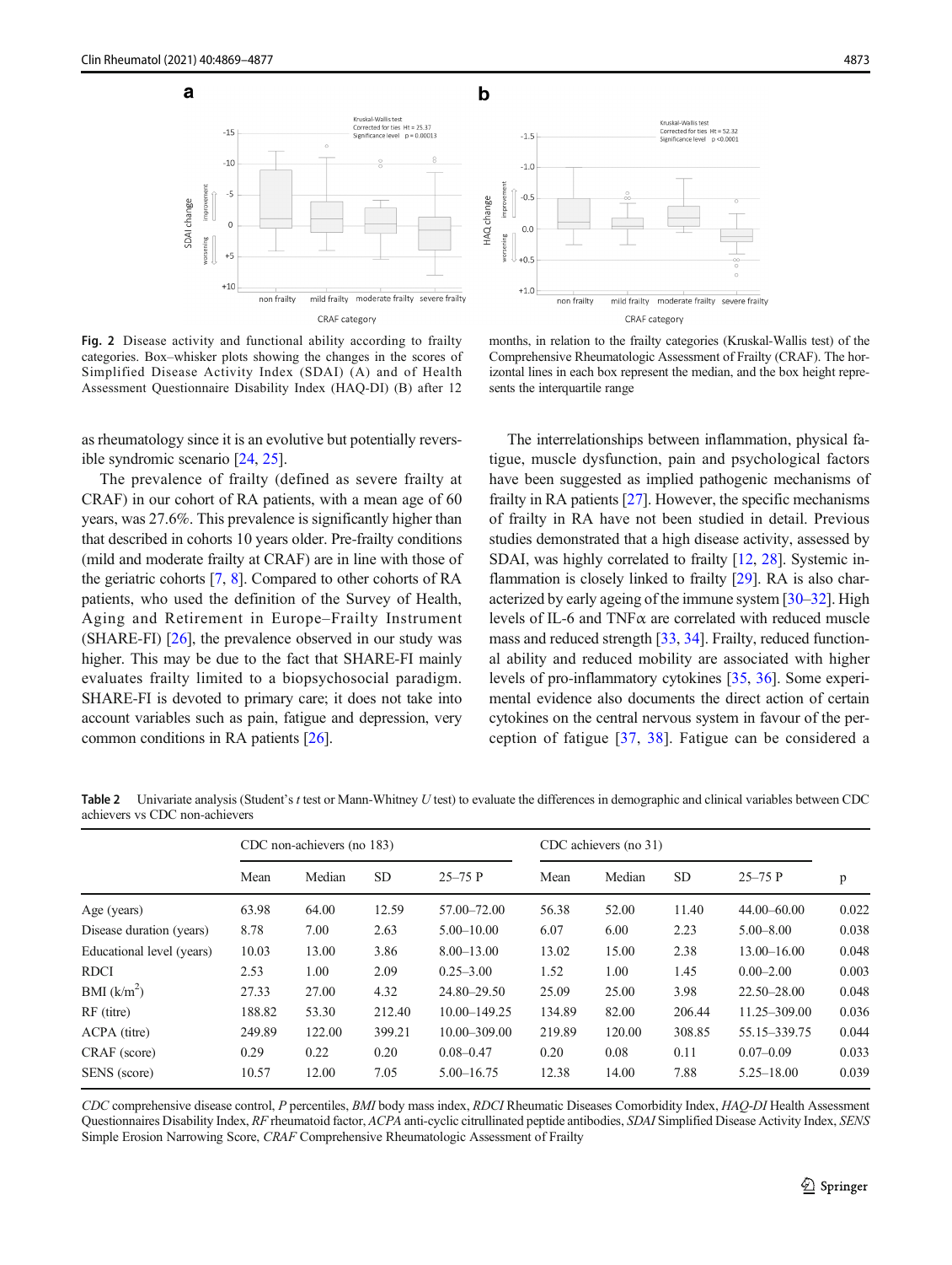Fig. 2 Disease activity and functional ability according to frailty categories. Box–whisker plots showing the changes in the scores of Simplified Disease Activity Index (SDAI) (A) and of Health Assessment Questionnaire Disability Index (HAQ-DI) (B) after 12 months, in relation to the frailty categories (Kruskal-Wallis test) of the Comprehensive Rheumatologic Assessment of Frailty (CRAF). The horizontal lines in each box represent the median, and the box height represents the interquartile range

as rheumatology since it is an evolutive but potentially reversible syndromic scenario [24, 25].

The prevalence of frailty (defined as severe frailty at CRAF) in our cohort of RA patients, with a mean age of 60 years, was 27.6%. This prevalence is significantly higher than that described in cohorts 10 years older. Pre-frailty conditions (mild and moderate frailty at CRAF) are in line with those of the geriatric cohorts [7, 8]. Compared to other cohorts of RA patients, who used the definition of the Survey of Health, Aging and Retirement in Europe–Frailty Instrument (SHARE-FI) [26], the prevalence observed in our study was higher. This may be due to the fact that SHARE-FI mainly evaluates frailty limited to a biopsychosocial paradigm. SHARE-FI is devoted to primary care; it does not take into account variables such as pain, fatigue and depression, very common conditions in RA patients [26].

The interrelationships between inflammation, physical fatigue, muscle dysfunction, pain and psychological factors have been suggested as implied pathogenic mechanisms of frailty in RA patients [27]. However, the specific mechanisms of frailty in RA have not been studied in detail. Previous studies demonstrated that a high disease activity, assessed by SDAI, was highly correlated to frailty [12, 28]. Systemic inflammation is closely linked to frailty [29]. RA is also characterized by early ageing of the immune system [30–32]. High levels of IL-6 and TNF$\alpha$ are correlated with reduced muscle mass and reduced strength [33, 34]. Frailty, reduced functional ability and reduced mobility are associated with higher levels of pro-inflammatory cytokines [35, 36]. Some experimental evidence also documents the direct action of certain cytokines on the central nervous system in favour of the perception of fatigue [37, 38]. Fatigue can be considered a

**Table 2** Univariate analysis (Student's *t* test or Mann-Whitney *U* test) to evaluate the differences in demographic and clinical variables between CDC achievers vs CDC non-achievers

| | CDC non-achievers (no 183) | | | | CDC achievers (no 31) | | | | |
|---|---|---|---|---|---|---|---|---|---|
| | Mean | Median | SD | 25–75 P | Mean | Median | SD | 25–75 P | p |
| Age (years) | 63.98 | 64.00 | 12.59 | 57.00–72.00 | 56.38 | 52.00 | 11.40 | 44.00–60.00 | 0.022 |
| Disease duration (years) | 8.78 | 7.00 | 2.63 | 5.00–10.00 | 6.07 | 6.00 | 2.23 | 5.00–8.00 | 0.038 |
| Educational level (years) | 10.03 | 13.00 | 3.86 | 8.00–13.00 | 13.02 | 15.00 | 2.38 | 13.00–16.00 | 0.048 |
| RDCI | 2.53 | 1.00 | 2.09 | 0.25–3.00 | 1.52 | 1.00 | 1.45 | 0.00–2.00 | 0.003 |
| BMI (k/m$^2$) | 27.33 | 27.00 | 4.32 | 24.80–29.50 | 25.09 | 25.00 | 3.98 | 22.50–28.00 | 0.048 |
| RF (titre) | 188.82 | 53.30 | 212.40 | 10.00–149.25 | 134.89 | 82.00 | 206.44 | 11.25–309.00 | 0.036 |
| ACPA (titre) | 249.89 | 122.00 | 399.21 | 10.00–309.00 | 219.89 | 120.00 | 308.85 | 55.15–339.75 | 0.044 |
| CRAF (score) | 0.29 | 0.22 | 0.20 | 0.08–0.47 | 0.20 | 0.08 | 0.11 | 0.07–0.09 | 0.033 |
| SENS (score) | 10.57 | 12.00 | 7.05 | 5.00–16.75 | 12.38 | 14.00 | 7.88 | 5.25–18.00 | 0.039 |

*CDC* comprehensive disease control, *P* percentiles, *BMI* body mass index, *RDCI* Rheumatic Diseases Comorbidity Index, *HAQ-DI* Health Assessment Questionnaires Disability Index, *RF* rheumatoid factor, *ACPA* anti-cyclic citrullinated peptide antibodies, *SDAI* Simplified Disease Activity Index, *SENS* Simple Erosion Narrowing Score, *CRAF* Comprehensive Rheumatologic Assessment of Frailty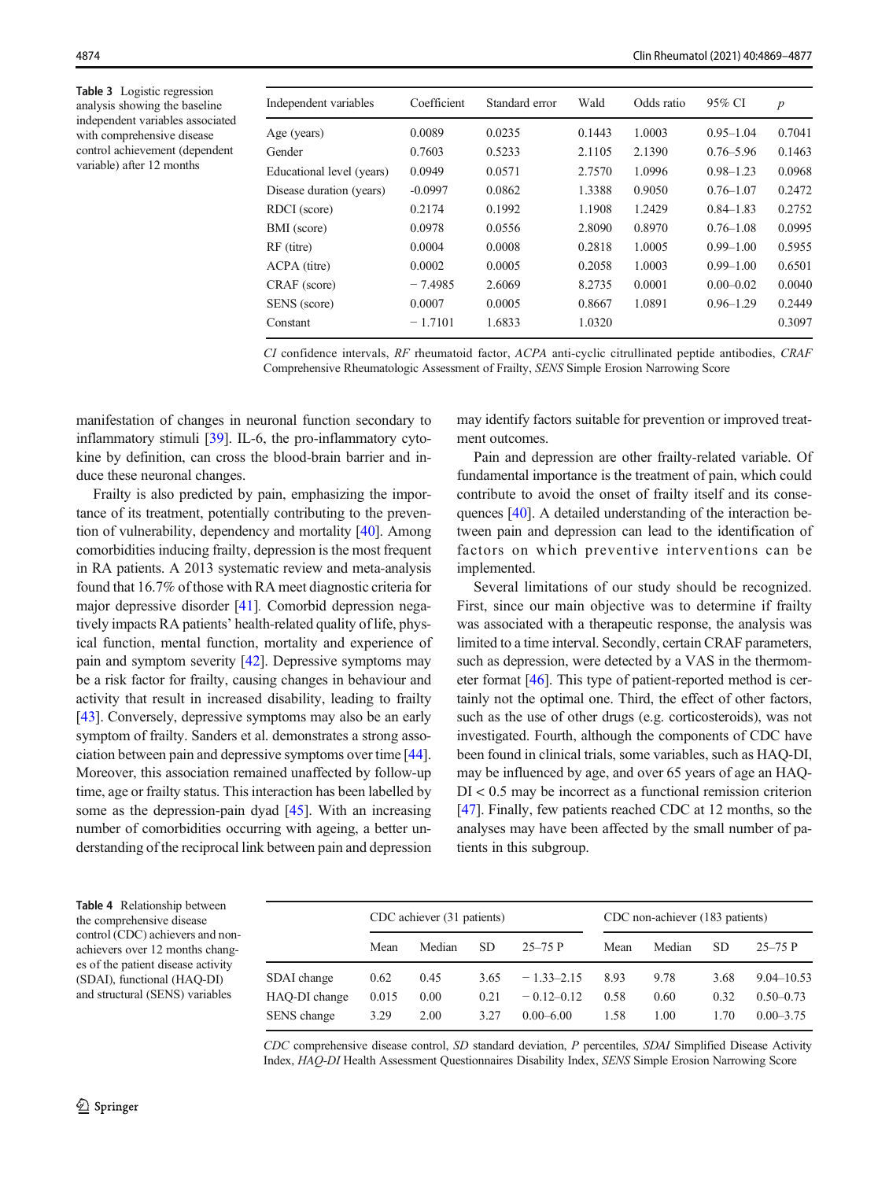**Table 3** Logistic regression analysis showing the baseline independent variables associated with comprehensive disease control achievement (dependent variable) after 12 months

| Independent variables | Coefficient | Standard error | Wald | Odds ratio | 95% CI | *p* |
|---|---|---|---|---|---|---|
| Age (years) | 0.0089 | 0.0235 | 0.1443 | 1.0003 | 0.95–1.04 | 0.7041 |
| Gender | 0.7603 | 0.5233 | 2.1105 | 2.1390 | 0.76–5.96 | 0.1463 |
| Educational level (years) | 0.0949 | 0.0571 | 2.7570 | 1.0996 | 0.98–1.23 | 0.0968 |
| Disease duration (years) | -0.0997 | 0.0862 | 1.3388 | 0.9050 | 0.76–1.07 | 0.2472 |
| RDCI (score) | 0.2174 | 0.1992 | 1.1908 | 1.2429 | 0.84–1.83 | 0.2752 |
| BMI (score) | 0.0978 | 0.0556 | 2.8090 | 0.8970 | 0.76–1.08 | 0.0995 |
| RF (titre) | 0.0004 | 0.0008 | 0.2818 | 1.0005 | 0.99–1.00 | 0.5955 |
| ACPA (titre) | 0.0002 | 0.0005 | 0.2058 | 1.0003 | 0.99–1.00 | 0.6501 |
| CRAF (score) | − 7.4985 | 2.6069 | 8.2735 | 0.0001 | 0.00–0.02 | 0.0040 |
| SENS (score) | 0.0007 | 0.0005 | 0.8667 | 1.0891 | 0.96–1.29 | 0.2449 |
| Constant | − 1.7101 | 1.6833 | 1.0320 | | | 0.3097 |

*CI* confidence intervals, *RF* rheumatoid factor, *ACPA* anti-cyclic citrullinated peptide antibodies, *CRAF* Comprehensive Rheumatologic Assessment of Frailty, *SENS* Simple Erosion Narrowing Score

manifestation of changes in neuronal function secondary to inflammatory stimuli [39]. IL-6, the pro-inflammatory cytokine by definition, can cross the blood-brain barrier and induce these neuronal changes.

Frailty is also predicted by pain, emphasizing the importance of its treatment, potentially contributing to the prevention of vulnerability, dependency and mortality [40]. Among comorbidities inducing frailty, depression is the most frequent in RA patients. A 2013 systematic review and meta-analysis found that 16.7% of those with RA meet diagnostic criteria for major depressive disorder [41]. Comorbid depression negatively impacts RA patients' health-related quality of life, physical function, mental function, mortality and experience of pain and symptom severity [42]. Depressive symptoms may be a risk factor for frailty, causing changes in behaviour and activity that result in increased disability, leading to frailty [43]. Conversely, depressive symptoms may also be an early symptom of frailty. Sanders et al. demonstrates a strong association between pain and depressive symptoms over time [44]. Moreover, this association remained unaffected by follow-up time, age or frailty status. This interaction has been labelled by some as the depression-pain dyad [45]. With an increasing number of comorbidities occurring with ageing, a better understanding of the reciprocal link between pain and depression may identify factors suitable for prevention or improved treatment outcomes.

Pain and depression are other frailty-related variable. Of fundamental importance is the treatment of pain, which could contribute to avoid the onset of frailty itself and its consequences [40]. A detailed understanding of the interaction between pain and depression can lead to the identification of factors on which preventive interventions can be implemented.

Several limitations of our study should be recognized. First, since our main objective was to determine if frailty was associated with a therapeutic response, the analysis was limited to a time interval. Secondly, certain CRAF parameters, such as depression, were detected by a VAS in the thermometer format [46]. This type of patient-reported method is certainly not the optimal one. Third, the effect of other factors, such as the use of other drugs (e.g. corticosteroids), was not investigated. Fourth, although the components of CDC have been found in clinical trials, some variables, such as HAQ-DI, may be influenced by age, and over 65 years of age an HAQ-DI < 0.5 may be incorrect as a functional remission criterion [47]. Finally, few patients reached CDC at 12 months, so the analyses may have been affected by the small number of patients in this subgroup.

**Table 4** Relationship between the comprehensive disease control (CDC) achievers and non-achievers over 12 months changes of the patient disease activity (SDAI), functional (HAQ-DI) and structural (SENS) variables

| | CDC achiever (31 patients) | | | | CDC non-achiever (183 patients) | | | |
|---|---|---|---|---|---|---|---|---|
| | Mean | Median | SD | 25–75 P | Mean | Median | SD | 25–75 P |
| SDAI change | 0.62 | 0.45 | 3.65 | − 1.33–2.15 | 8.93 | 9.78 | 3.68 | 9.04–10.53 |
| HAQ-DI change | 0.015 | 0.00 | 0.21 | − 0.12–0.12 | 0.58 | 0.60 | 0.32 | 0.50–0.73 |
| SENS change | 3.29 | 2.00 | 3.27 | 0.00–6.00 | 1.58 | 1.00 | 1.70 | 0.00–3.75 |

*CDC* comprehensive disease control, *SD* standard deviation, *P* percentiles, *SDAI* Simplified Disease Activity Index, *HAQ-DI* Health Assessment Questionnaires Disability Index, *SENS* Simple Erosion Narrowing Score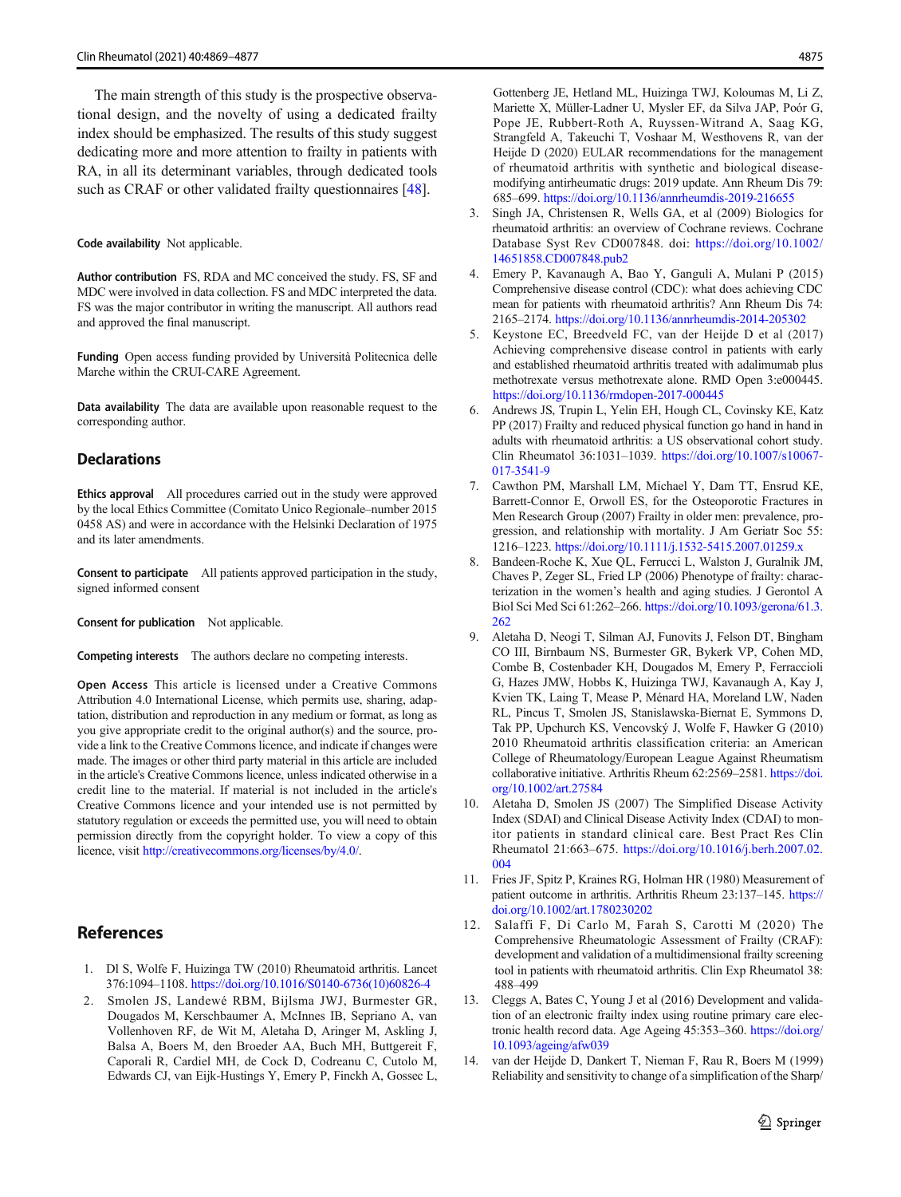The main strength of this study is the prospective observational design, and the novelty of using a dedicated frailty index should be emphasized. The results of this study suggest dedicating more and more attention to frailty in patients with RA, in all its determinant variables, through dedicated tools such as CRAF or other validated frailty questionnaires [48].

**Code availability** Not applicable.

**Author contribution** FS, RDA and MC conceived the study. FS, SF and MDC were involved in data collection. FS and MDC interpreted the data. FS was the major contributor in writing the manuscript. All authors read and approved the final manuscript.

**Funding** Open access funding provided by Università Politecnica delle Marche within the CRUI-CARE Agreement.

**Data availability** The data are available upon reasonable request to the corresponding author.

## Declarations

**Ethics approval** All procedures carried out in the study were approved by the local Ethics Committee (Comitato Unico Regionale–number 2015 0458 AS) and were in accordance with the Helsinki Declaration of 1975 and its later amendments.

**Consent to participate** All patients approved participation in the study, signed informed consent

**Consent for publication** Not applicable.

**Competing interests** The authors declare no competing interests.

**Open Access** This article is licensed under a Creative Commons Attribution 4.0 International License, which permits use, sharing, adaptation, distribution and reproduction in any medium or format, as long as you give appropriate credit to the original author(s) and the source, provide a link to the Creative Commons licence, and indicate if changes were made. The images or other third party material in this article are included in the article's Creative Commons licence, unless indicated otherwise in a credit line to the material. If material is not included in the article's Creative Commons licence and your intended use is not permitted by statutory regulation or exceeds the permitted use, you will need to obtain permission directly from the copyright holder. To view a copy of this licence, visit http://creativecommons.org/licenses/by/4.0/.

## References

1. Dl S, Wolfe F, Huizinga TW (2010) Rheumatoid arthritis. Lancet 376:1094–1108. https://doi.org/10.1016/S0140-6736(10)60826-4
2. Smolen JS, Landewé RBM, Bijlsma JWJ, Burmester GR, Dougados M, Kerschbaumer A, McInnes IB, Sepriano A, van Vollenhoven RF, de Wit M, Aletaha D, Aringer M, Askling J, Balsa A, Boers M, den Broeder AA, Buch MH, Buttgereit F, Caporali R, Cardiel MH, de Cock D, Codreanu C, Cutolo M, Edwards CJ, van Eijk-Hustings Y, Emery P, Finckh A, Gossec L, Gottenberg JE, Hetland ML, Huizinga TWJ, Koloumas M, Li Z, Mariette X, Müller-Ladner U, Mysler EF, da Silva JAP, Poór G, Pope JE, Rubbert-Roth A, Ruyssen-Witrand A, Saag KG, Strangfeld A, Takeuchi T, Voshaar M, Westhovens R, van der Heijde D (2020) EULAR recommendations for the management of rheumatoid arthritis with synthetic and biological disease-modifying antirheumatic drugs: 2019 update. Ann Rheum Dis 79: 685–699. https://doi.org/10.1136/annrheumdis-2019-216655
3. Singh JA, Christensen R, Wells GA, et al (2009) Biologics for rheumatoid arthritis: an overview of Cochrane reviews. Cochrane Database Syst Rev CD007848. doi: https://doi.org/10.1002/14651858.CD007848.pub2
4. Emery P, Kavanaugh A, Bao Y, Ganguli A, Mulani P (2015) Comprehensive disease control (CDC): what does achieving CDC mean for patients with rheumatoid arthritis? Ann Rheum Dis 74: 2165–2174. https://doi.org/10.1136/annrheumdis-2014-205302
5. Keystone EC, Breedveld FC, van der Heijde D et al (2017) Achieving comprehensive disease control in patients with early and established rheumatoid arthritis treated with adalimumab plus methotrexate versus methotrexate alone. RMD Open 3:e000445. https://doi.org/10.1136/rmdopen-2017-000445
6. Andrews JS, Trupin L, Yelin EH, Hough CL, Covinsky KE, Katz PP (2017) Frailty and reduced physical function go hand in hand in adults with rheumatoid arthritis: a US observational cohort study. Clin Rheumatol 36:1031–1039. https://doi.org/10.1007/s10067-017-3541-9
7. Cawthon PM, Marshall LM, Michael Y, Dam TT, Ensrud KE, Barrett-Connor E, Orwoll ES, for the Osteoporotic Fractures in Men Research Group (2007) Frailty in older men: prevalence, progression, and relationship with mortality. J Am Geriatr Soc 55: 1216–1223. https://doi.org/10.1111/j.1532-5415.2007.01259.x
8. Bandeen-Roche K, Xue QL, Ferrucci L, Walston J, Guralnik JM, Chaves P, Zeger SL, Fried LP (2006) Phenotype of frailty: characterization in the women's health and aging studies. J Gerontol A Biol Sci Med Sci 61:262–266. https://doi.org/10.1093/gerona/61.3.262
9. Aletaha D, Neogi T, Silman AJ, Funovits J, Felson DT, Bingham CO III, Birnbaum NS, Burmester GR, Bykerk VP, Cohen MD, Combe B, Costenbader KH, Dougados M, Emery P, Ferraccioli G, Hazes JMW, Hobbs K, Huizinga TWJ, Kavanaugh A, Kay J, Kvien TK, Laing T, Mease P, Ménard HA, Moreland LW, Naden RL, Pincus T, Smolen JS, Stanislawska-Biernat E, Symmons D, Tak PP, Upchurch KS, Vencovský J, Wolfe F, Hawker G (2010) 2010 Rheumatoid arthritis classification criteria: an American College of Rheumatology/European League Against Rheumatism collaborative initiative. Arthritis Rheum 62:2569–2581. https://doi.org/10.1002/art.27584
10. Aletaha D, Smolen JS (2007) The Simplified Disease Activity Index (SDAI) and Clinical Disease Activity Index (CDAI) to monitor patients in standard clinical care. Best Pract Res Clin Rheumatol 21:663–675. https://doi.org/10.1016/j.berh.2007.02.004
11. Fries JF, Spitz P, Kraines RG, Holman HR (1980) Measurement of patient outcome in arthritis. Arthritis Rheum 23:137–145. https://doi.org/10.1002/art.1780230202
12. Salaffi F, Di Carlo M, Farah S, Carotti M (2020) The Comprehensive Rheumatologic Assessment of Frailty (CRAF): development and validation of a multidimensional frailty screening tool in patients with rheumatoid arthritis. Clin Exp Rheumatol 38: 488–499
13. Cleggs A, Bates C, Young J et al (2016) Development and validation of an electronic frailty index using routine primary care electronic health record data. Age Ageing 45:353–360. https://doi.org/10.1093/ageing/afw039
14. van der Heijde D, Dankert T, Nieman F, Rau R, Boers M (1999) Reliability and sensitivity to change of a simplification of the Sharp/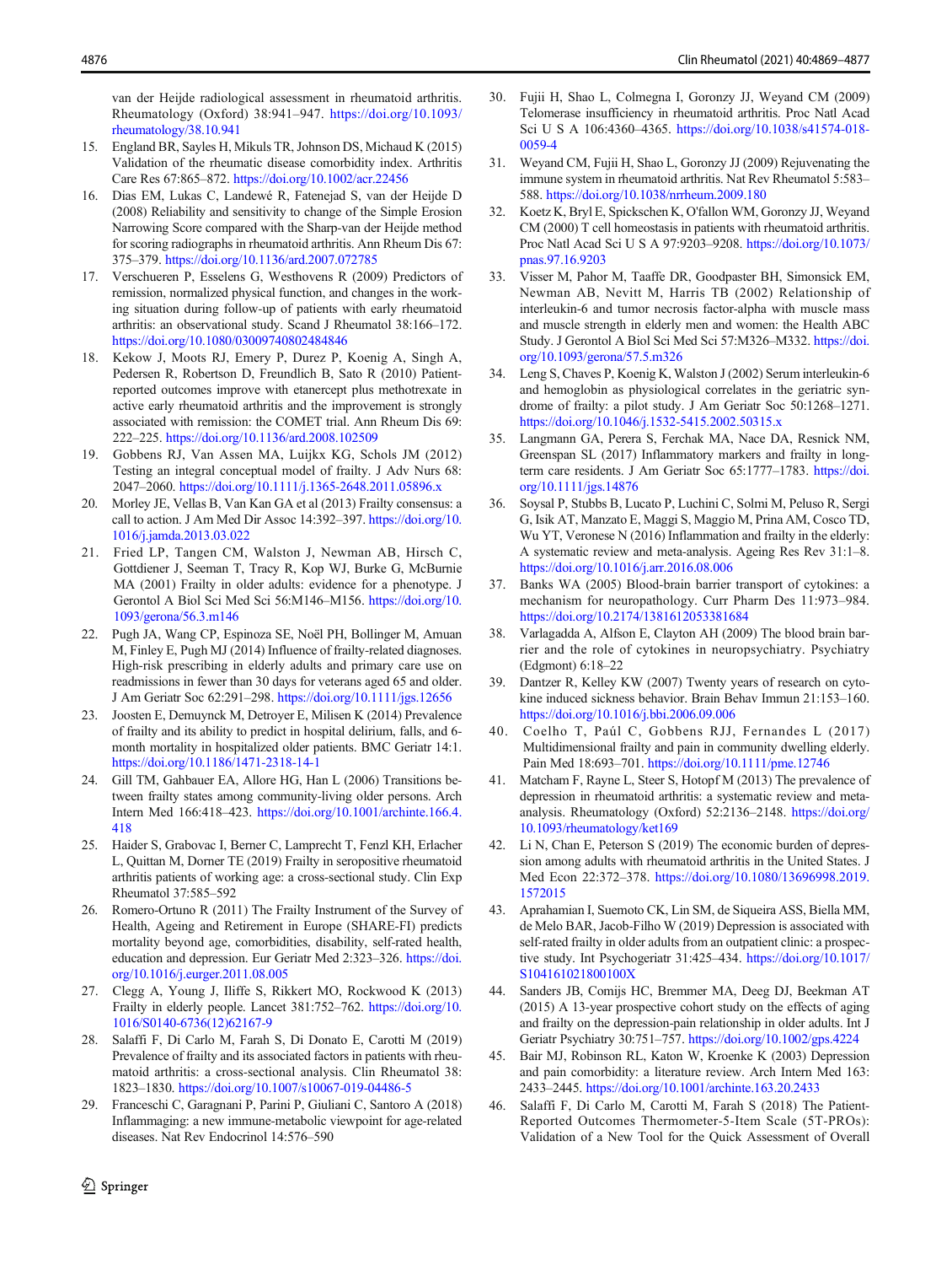van der Heijde radiological assessment in rheumatoid arthritis. Rheumatology (Oxford) 38:941–947. https://doi.org/10.1093/rheumatology/38.10.941

15. England BR, Sayles H, Mikuls TR, Johnson DS, Michaud K (2015) Validation of the rheumatic disease comorbidity index. Arthritis Care Res 67:865–872. https://doi.org/10.1002/acr.22456
16. Dias EM, Lukas C, Landewé R, Fatenejad S, van der Heijde D (2008) Reliability and sensitivity to change of the Simple Erosion Narrowing Score compared with the Sharp-van der Heijde method for scoring radiographs in rheumatoid arthritis. Ann Rheum Dis 67:375–379. https://doi.org/10.1136/ard.2007.072785
17. Verschueren P, Esselens G, Westhovens R (2009) Predictors of remission, normalized physical function, and changes in the working situation during follow-up of patients with early rheumatoid arthritis: an observational study. Scand J Rheumatol 38:166–172. https://doi.org/10.1080/03009740802484846
18. Kekow J, Moots RJ, Emery P, Durez P, Koenig A, Singh A, Pedersen R, Robertson D, Freundlich B, Sato R (2010) Patient-reported outcomes improve with etanercept plus methotrexate in active early rheumatoid arthritis and the improvement is strongly associated with remission: the COMET trial. Ann Rheum Dis 69:222–225. https://doi.org/10.1136/ard.2008.102509
19. Gobbens RJ, Van Assen MA, Luijkx KG, Schols JM (2012) Testing an integral conceptual model of frailty. J Adv Nurs 68:2047–2060. https://doi.org/10.1111/j.1365-2648.2011.05896.x
20. Morley JE, Vellas B, Van Kan GA et al (2013) Frailty consensus: a call to action. J Am Med Dir Assoc 14:392–397. https://doi.org/10.1016/j.jamda.2013.03.022
21. Fried LP, Tangen CM, Walston J, Newman AB, Hirsch C, Gottdiener J, Seeman T, Tracy R, Kop WJ, Burke G, McBurnie MA (2001) Frailty in older adults: evidence for a phenotype. J Gerontol A Biol Sci Med Sci 56:M146–M156. https://doi.org/10.1093/gerona/56.3.m146
22. Pugh JA, Wang CP, Espinoza SE, Noël PH, Bollinger M, Amuan M, Finley E, Pugh MJ (2014) Influence of frailty-related diagnoses. High-risk prescribing in elderly adults and primary care use on readmissions in fewer than 30 days for veterans aged 65 and older. J Am Geriatr Soc 62:291–298. https://doi.org/10.1111/jgs.12656
23. Joosten E, Demuynck M, Detroyer E, Milisen K (2014) Prevalence of frailty and its ability to predict in hospital delirium, falls, and 6-month mortality in hospitalized older patients. BMC Geriatr 14:1. https://doi.org/10.1186/1471-2318-14-1
24. Gill TM, Gahbauer EA, Allore HG, Han L (2006) Transitions between frailty states among community-living older persons. Arch Intern Med 166:418–423. https://doi.org/10.1001/archinte.166.4.418
25. Haider S, Grabovac I, Berner C, Lamprecht T, Fenzl KH, Erlacher L, Quittan M, Dorner TE (2019) Frailty in seropositive rheumatoid arthritis patients of working age: a cross-sectional study. Clin Exp Rheumatol 37:585–592
26. Romero-Ortuno R (2011) The Frailty Instrument of the Survey of Health, Ageing and Retirement in Europe (SHARE-FI) predicts mortality beyond age, comorbidities, disability, self-rated health, education and depression. Eur Geriatr Med 2:323–326. https://doi.org/10.1016/j.eurger.2011.08.005
27. Clegg A, Young J, Iliffe S, Rikkert MO, Rockwood K (2013) Frailty in elderly people. Lancet 381:752–762. https://doi.org/10.1016/S0140-6736(12)62167-9
28. Salaffi F, Di Carlo M, Farah S, Di Donato E, Carotti M (2019) Prevalence of frailty and its associated factors in patients with rheumatoid arthritis: a cross-sectional analysis. Clin Rheumatol 38:1823–1830. https://doi.org/10.1007/s10067-019-04486-5
29. Franceschi C, Garagnani P, Parini P, Giuliani C, Santoro A (2018) Inflammaging: a new immune-metabolic viewpoint for age-related diseases. Nat Rev Endocrinol 14:576–590
30. Fujii H, Shao L, Colmegna I, Goronzy JJ, Weyand CM (2009) Telomerase insufficiency in rheumatoid arthritis. Proc Natl Acad Sci U S A 106:4360–4365. https://doi.org/10.1038/s41574-018-0059-4
31. Weyand CM, Fujii H, Shao L, Goronzy JJ (2009) Rejuvenating the immune system in rheumatoid arthritis. Nat Rev Rheumatol 5:583–588. https://doi.org/10.1038/nrrheum.2009.180
32. Koetz K, Bryl E, Spickschen K, O'fallon WM, Goronzy JJ, Weyand CM (2000) T cell homeostasis in patients with rheumatoid arthritis. Proc Natl Acad Sci U S A 97:9203–9208. https://doi.org/10.1073/pnas.97.16.9203
33. Visser M, Pahor M, Taaffe DR, Goodpaster BH, Simonsick EM, Newman AB, Nevitt M, Harris TB (2002) Relationship of interleukin-6 and tumor necrosis factor-alpha with muscle mass and muscle strength in elderly men and women: the Health ABC Study. J Gerontol A Biol Sci Med Sci 57:M326–M332. https://doi.org/10.1093/gerona/57.5.m326
34. Leng S, Chaves P, Koenig K, Walston J (2002) Serum interleukin-6 and hemoglobin as physiological correlates in the geriatric syndrome of frailty: a pilot study. J Am Geriatr Soc 50:1268–1271. https://doi.org/10.1046/j.1532-5415.2002.50315.x
35. Langmann GA, Perera S, Ferchak MA, Nace DA, Resnick NM, Greenspan SL (2017) Inflammatory markers and frailty in long-term care residents. J Am Geriatr Soc 65:1777–1783. https://doi.org/10.1111/jgs.14876
36. Soysal P, Stubbs B, Lucato P, Luchini C, Solmi M, Peluso R, Sergi G, Isik AT, Manzato E, Maggi S, Maggio M, Prina AM, Cosco TD, Wu YT, Veronese N (2016) Inflammation and frailty in the elderly: A systematic review and meta-analysis. Ageing Res Rev 31:1–8. https://doi.org/10.1016/j.arr.2016.08.006
37. Banks WA (2005) Blood-brain barrier transport of cytokines: a mechanism for neuropathology. Curr Pharm Des 11:973–984. https://doi.org/10.2174/1381612053381684
38. Varlagadda A, Alfson E, Clayton AH (2009) The blood brain barrier and the role of cytokines in neuropsychiatry. Psychiatry (Edgmont) 6:18–22
39. Dantzer R, Kelley KW (2007) Twenty years of research on cytokine induced sickness behavior. Brain Behav Immun 21:153–160. https://doi.org/10.1016/j.bbi.2006.09.006
40. Coelho T, Paúl C, Gobbens RJJ, Fernandes L (2017) Multidimensional frailty and pain in community dwelling elderly. Pain Med 18:693–701. https://doi.org/10.1111/pme.12746
41. Matcham F, Rayne L, Steer S, Hotopf M (2013) The prevalence of depression in rheumatoid arthritis: a systematic review and meta-analysis. Rheumatology (Oxford) 52:2136–2148. https://doi.org/10.1093/rheumatology/ket169
42. Li N, Chan E, Peterson S (2019) The economic burden of depression among adults with rheumatoid arthritis in the United States. J Med Econ 22:372–378. https://doi.org/10.1080/13696998.2019.1572015
43. Aprahamian I, Suemoto CK, Lin SM, de Siqueira ASS, Biella MM, de Melo BAR, Jacob-Filho W (2019) Depression is associated with self-rated frailty in older adults from an outpatient clinic: a prospective study. Int Psychogeriatr 31:425–434. https://doi.org/10.1017/S104161021800100X
44. Sanders JB, Comijs HC, Bremmer MA, Deeg DJ, Beekman AT (2015) A 13-year prospective cohort study on the effects of aging and frailty on the depression-pain relationship in older adults. Int J Geriatr Psychiatry 30:751–757. https://doi.org/10.1002/gps.4224
45. Bair MJ, Robinson RL, Katon W, Kroenke K (2003) Depression and pain comorbidity: a literature review. Arch Intern Med 163:2433–2445. https://doi.org/10.1001/archinte.163.20.2433
46. Salaffi F, Di Carlo M, Carotti M, Farah S (2018) The Patient-Reported Outcomes Thermometer-5-Item Scale (5T-PROs): Validation of a New Tool for the Quick Assessment of Overall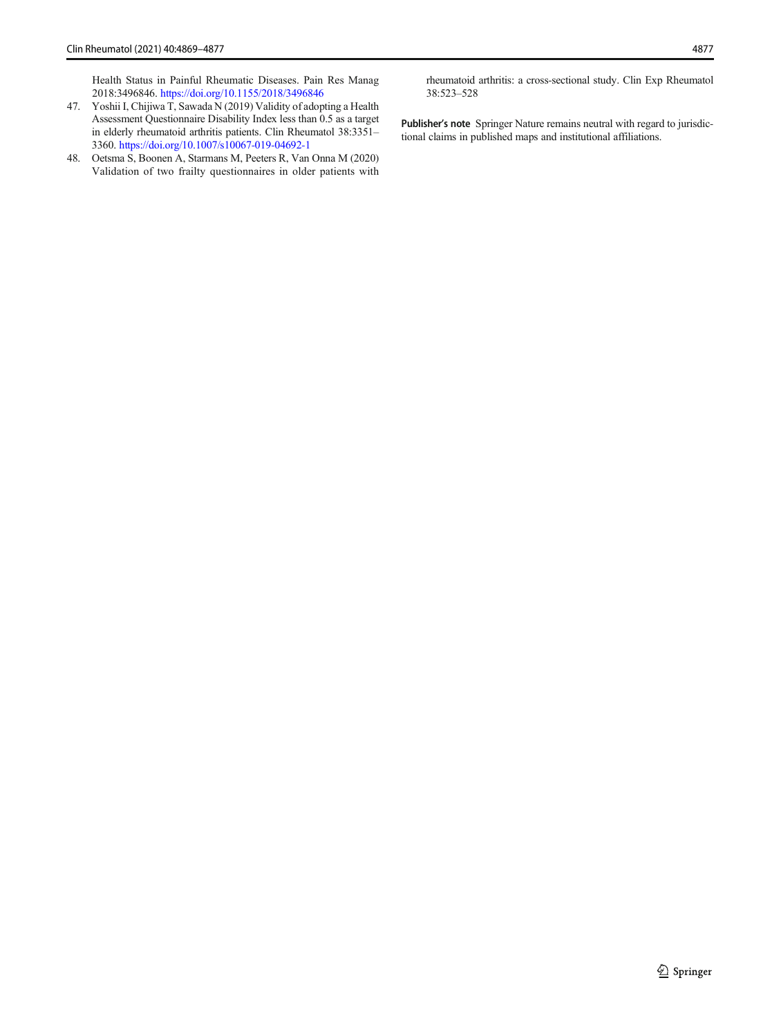Health Status in Painful Rheumatic Diseases. Pain Res Manag 2018:3496846. https://doi.org/10.1155/2018/3496846

47. Yoshii I, Chijiwa T, Sawada N (2019) Validity of adopting a Health Assessment Questionnaire Disability Index less than 0.5 as a target in elderly rheumatoid arthritis patients. Clin Rheumatol 38:3351–3360. https://doi.org/10.1007/s10067-019-04692-1
48. Oetsma S, Boonen A, Starmans M, Peeters R, Van Onna M (2020) Validation of two frailty questionnaires in older patients with rheumatoid arthritis: a cross-sectional study. Clin Exp Rheumatol 38:523–528

**Publisher's note** Springer Nature remains neutral with regard to jurisdictional claims in published maps and institutional affiliations.